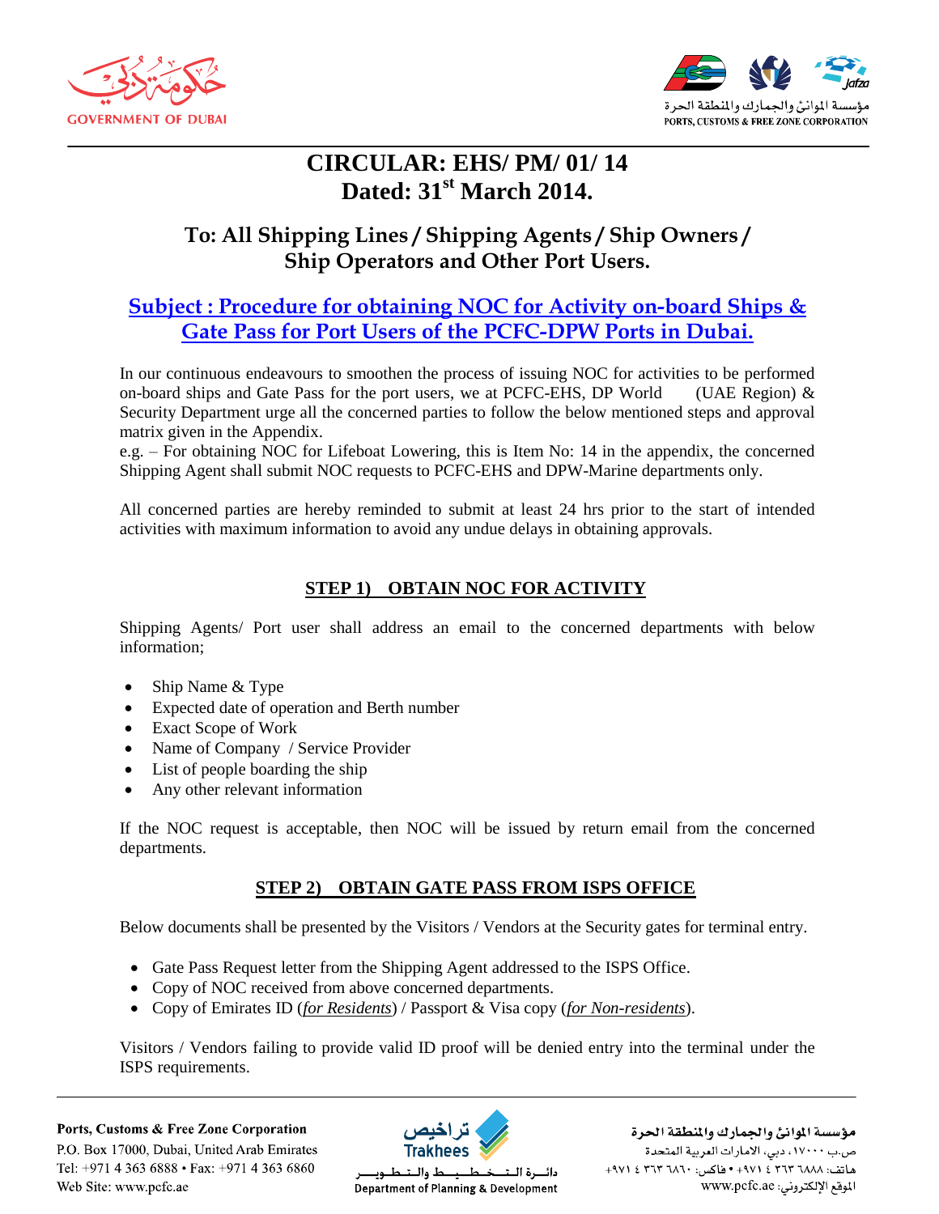# CIRCULAR: EHS/ PM/ 01/ 14

## Dated: 31st March 2014.

### To: All Shipping Lines / Shipping Agents / Ship Owners / Ship Operators and Other Port Users.

### Subject : Procedure for obtaining NOC for Activity on-board Ships & Gate Pass for Port Users of the PCFC-DPW Ports in Dubai.

In our continuous endeavours to smoothen the process of issuing NOC for activities to be performed on-board ships and Gate Pass for the port users, we at PCFC-EHS, DP World (UAE Region) & Security Department urge all the concerned parties to follow the below mentioned steps and approval matrix given in the Appendix.
e.g. – For obtaining NOC for Lifeboat Lowering, this is Item No: 14 in the appendix, the concerned Shipping Agent shall submit NOC requests to PCFC-EHS and DPW-Marine departments only.

All concerned parties are hereby reminded to submit at least 24 hrs prior to the start of intended activities with maximum information to avoid any undue delays in obtaining approvals.

## STEP 1) OBTAIN NOC FOR ACTIVITY

Shipping Agents/ Port user shall address an email to the concerned departments with below information;

- Ship Name & Type
- Expected date of operation and Berth number
- Exact Scope of Work
- Name of Company / Service Provider
- List of people boarding the ship
- Any other relevant information

If the NOC request is acceptable, then NOC will be issued by return email from the concerned departments.

## STEP 2) OBTAIN GATE PASS FROM ISPS OFFICE

Below documents shall be presented by the Visitors / Vendors at the Security gates for terminal entry.

- Gate Pass Request letter from the Shipping Agent addressed to the ISPS Office.
- Copy of NOC received from above concerned departments.
- Copy of Emirates ID (*for Residents*) / Passport & Visa copy (*for Non-residents*).

Visitors / Vendors failing to provide valid ID proof will be denied entry into the terminal under the ISPS requirements.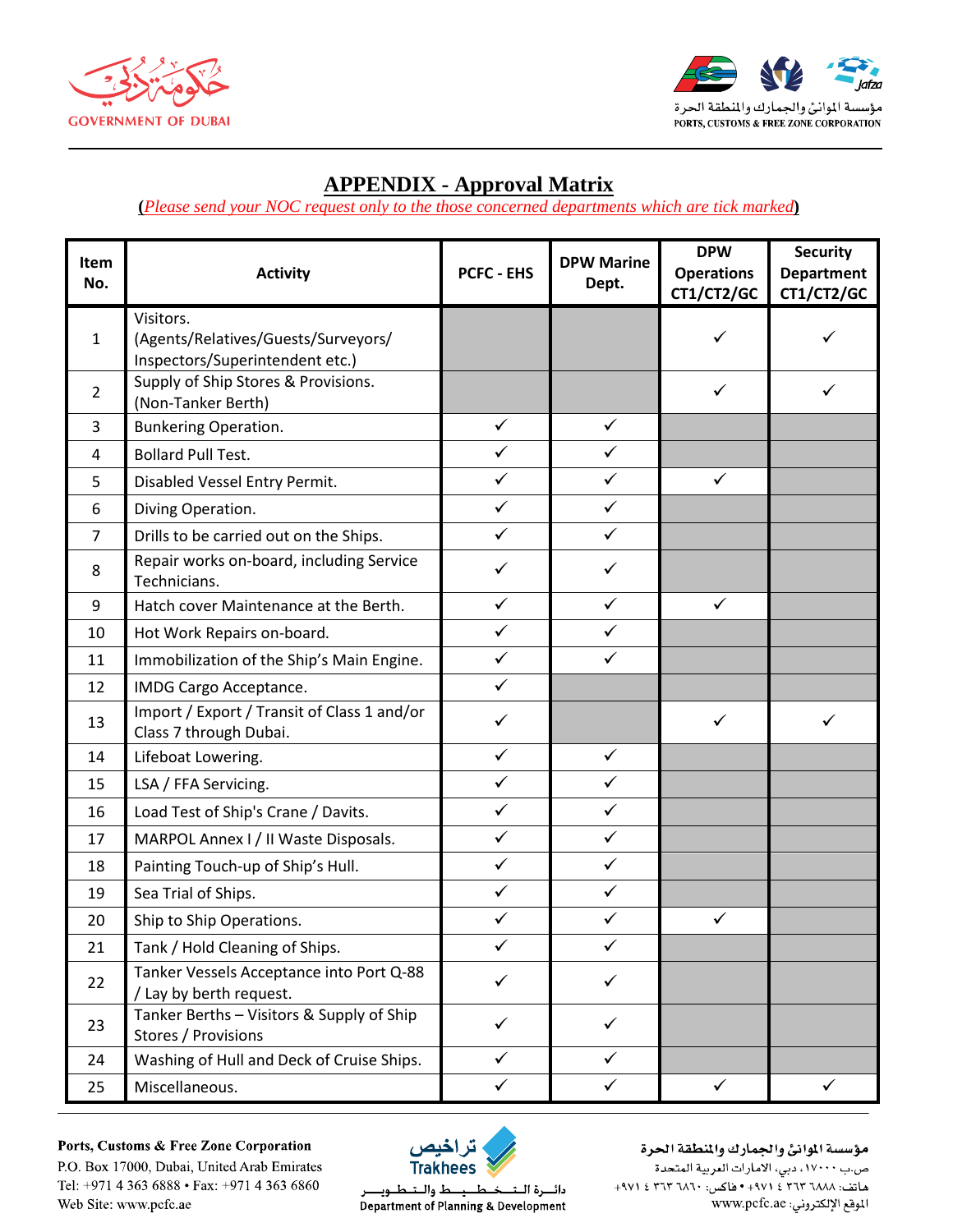## APPENDIX - Approval Matrix

(*Please send your NOC request only to the those concerned departments which are tick marked*)

| Item No. | Activity | PCFC - EHS | DPW Marine Dept. | DPW Operations CT1/CT2/GC | Security Department CT1/CT2/GC |
|---|---|---|---|---|---|
| 1 | Visitors. (Agents/Relatives/Guests/Surveyors/ Inspectors/Superintendent etc.) | | | ✓ | ✓ |
| 2 | Supply of Ship Stores & Provisions. (Non-Tanker Berth) | | | ✓ | ✓ |
| 3 | Bunkering Operation. | ✓ | ✓ | | |
| 4 | Bollard Pull Test. | ✓ | ✓ | | |
| 5 | Disabled Vessel Entry Permit. | ✓ | ✓ | ✓ | |
| 6 | Diving Operation. | ✓ | ✓ | | |
| 7 | Drills to be carried out on the Ships. | ✓ | ✓ | | |
| 8 | Repair works on-board, including Service Technicians. | ✓ | ✓ | | |
| 9 | Hatch cover Maintenance at the Berth. | ✓ | ✓ | ✓ | |
| 10 | Hot Work Repairs on-board. | ✓ | ✓ | | |
| 11 | Immobilization of the Ship's Main Engine. | ✓ | ✓ | | |
| 12 | IMDG Cargo Acceptance. | ✓ | | | |
| 13 | Import / Export / Transit of Class 1 and/or Class 7 through Dubai. | ✓ | | ✓ | ✓ |
| 14 | Lifeboat Lowering. | ✓ | ✓ | | |
| 15 | LSA / FFA Servicing. | ✓ | ✓ | | |
| 16 | Load Test of Ship's Crane / Davits. | ✓ | ✓ | | |
| 17 | MARPOL Annex I / II Waste Disposals. | ✓ | ✓ | | |
| 18 | Painting Touch-up of Ship's Hull. | ✓ | ✓ | | |
| 19 | Sea Trial of Ships. | ✓ | ✓ | | |
| 20 | Ship to Ship Operations. | ✓ | ✓ | ✓ | |
| 21 | Tank / Hold Cleaning of Ships. | ✓ | ✓ | | |
| 22 | Tanker Vessels Acceptance into Port Q-88 / Lay by berth request. | ✓ | ✓ | | |
| 23 | Tanker Berths – Visitors & Supply of Ship Stores / Provisions | ✓ | ✓ | | |
| 24 | Washing of Hull and Deck of Cruise Ships. | ✓ | ✓ | | |
| 25 | Miscellaneous. | ✓ | ✓ | ✓ | ✓ |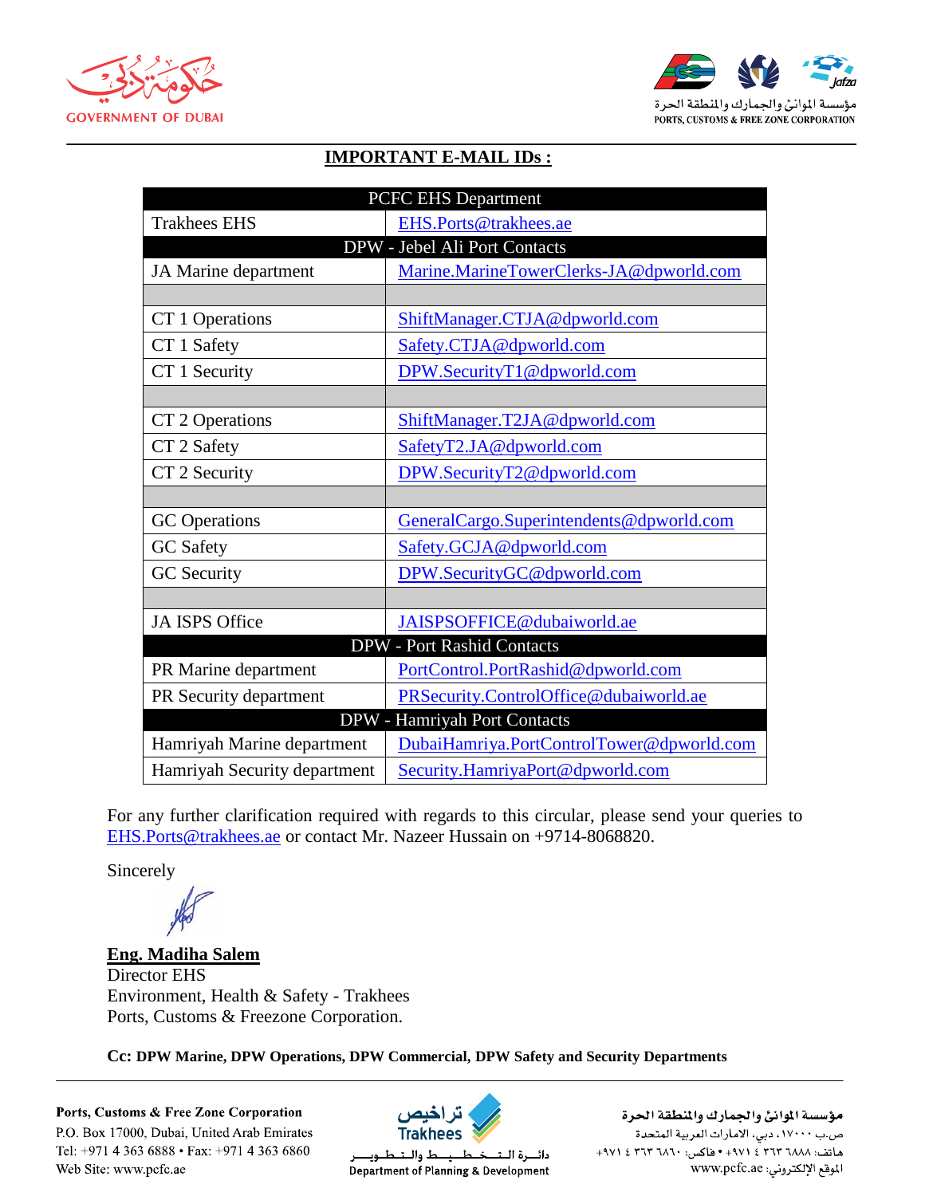## IMPORTANT E-MAIL IDs :

| | |
|---|---|
| PCFC EHS Department | |
| Trakhees EHS | EHS.Ports@trakhees.ae |
| DPW - Jebel Ali Port Contacts | |
| JA Marine department | Marine.MarineTowerClerks-JA@dpworld.com |
| | |
| CT 1 Operations | ShiftManager.CTJA@dpworld.com |
| CT 1 Safety | Safety.CTJA@dpworld.com |
| CT 1 Security | DPW.SecurityT1@dpworld.com |
| | |
| CT 2 Operations | ShiftManager.T2JA@dpworld.com |
| CT 2 Safety | SafetyT2.JA@dpworld.com |
| CT 2 Security | DPW.SecurityT2@dpworld.com |
| | |
| GC Operations | GeneralCargo.Superintendents@dpworld.com |
| GC Safety | Safety.GCJA@dpworld.com |
| GC Security | DPW.SecurityGC@dpworld.com |
| | |
| JA ISPS Office | JAISPSOFFICE@dubaiworld.ae |
| DPW - Port Rashid Contacts | |
| PR Marine department | PortControl.PortRashid@dpworld.com |
| PR Security department | PRSecurity.ControlOffice@dubaiworld.ae |
| DPW - Hamriyah Port Contacts | |
| Hamriyah Marine department | DubaiHamriya.PortControlTower@dpworld.com |
| Hamriyah Security department | Security.HamriyaPort@dpworld.com |

For any further clarification required with regards to this circular, please send your queries to EHS.Ports@trakhees.ae or contact Mr. Nazeer Hussain on +9714-8068820.

Sincerely

**Eng. Madiha Salem**
Director EHS
Environment, Health & Safety - Trakhees
Ports, Customs & Freezone Corporation.

**Cc: DPW Marine, DPW Operations, DPW Commercial, DPW Safety and Security Departments**